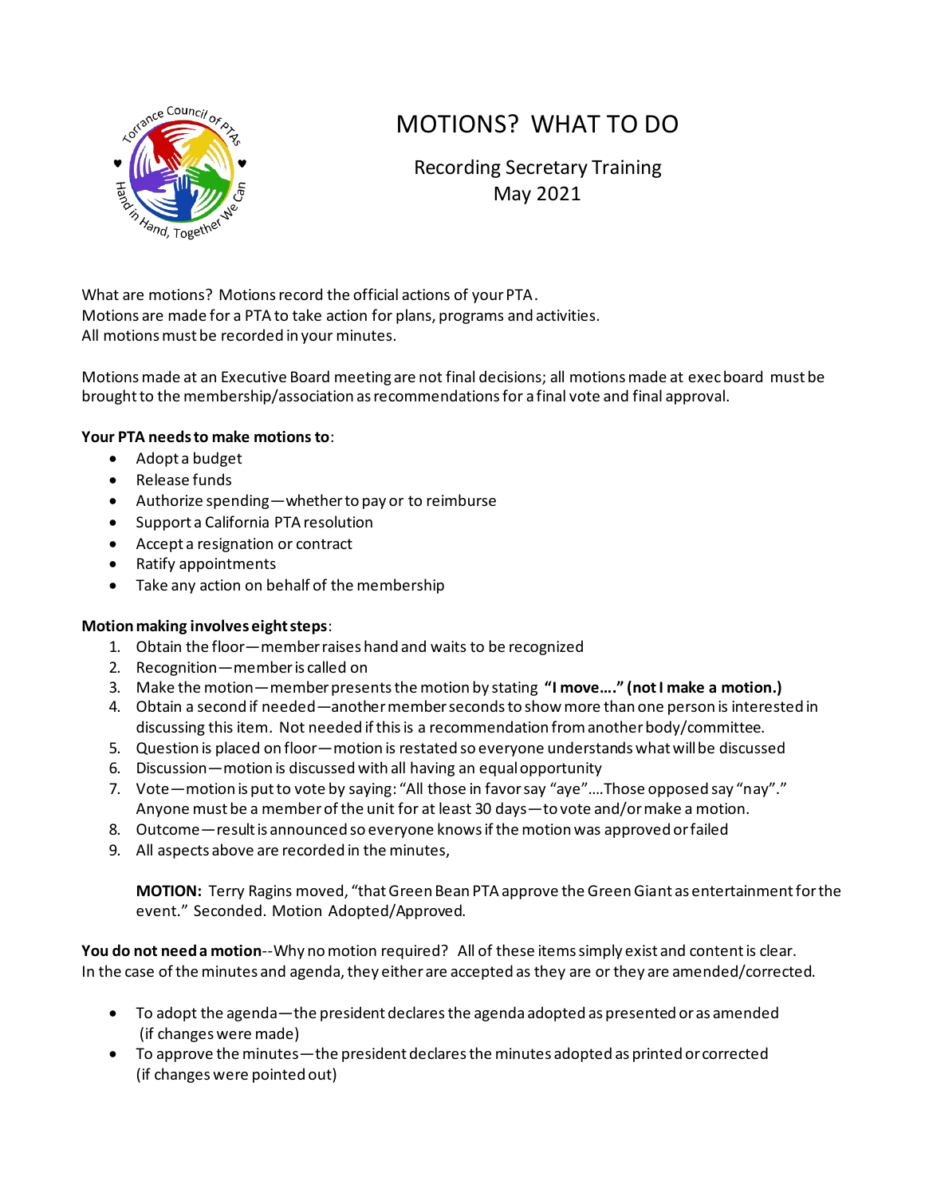# MOTIONS? WHAT TO DO

## Recording Secretary Training
## May 2021

What are motions? Motions record the official actions of your PTA.
Motions are made for a PTA to take action for plans, programs and activities.
All motions must be recorded in your minutes.

Motions made at an Executive Board meeting are not final decisions; all motions made at exec board must be brought to the membership/association as recommendations for a final vote and final approval.

**Your PTA needs to make motions to**:

- Adopt a budget
- Release funds
- Authorize spending—whether to pay or to reimburse
- Support a California PTA resolution
- Accept a resignation or contract
- Ratify appointments
- Take any action on behalf of the membership

**Motion making involves eight steps**:

1. Obtain the floor—member raises hand and waits to be recognized
2. Recognition—member is called on
3. Make the motion—member presents the motion by stating **"I move…." (not I make a motion.)**
4. Obtain a second if needed—another member seconds to show more than one person is interested in discussing this item. Not needed if this is a recommendation from another body/committee.
5. Question is placed on floor—motion is restated so everyone understands what will be discussed
6. Discussion—motion is discussed with all having an equal opportunity
7. Vote—motion is put to vote by saying: "All those in favor say "aye"….Those opposed say "nay"." Anyone must be a member of the unit for at least 30 days—to vote and/or make a motion.
8. Outcome—result is announced so everyone knows if the motion was approved or failed
9. All aspects above are recorded in the minutes,

   **MOTION:** Terry Ragins moved, "that Green Bean PTA approve the Green Giant as entertainment for the event." Seconded. Motion Adopted/Approved.

**You do not need a motion**--Why no motion required? All of these items simply exist and content is clear. In the case of the minutes and agenda, they either are accepted as they are or they are amended/corrected.

- To adopt the agenda—the president declares the agenda adopted as presented or as amended (if changes were made)
- To approve the minutes—the president declares the minutes adopted as printed or corrected (if changes were pointed out)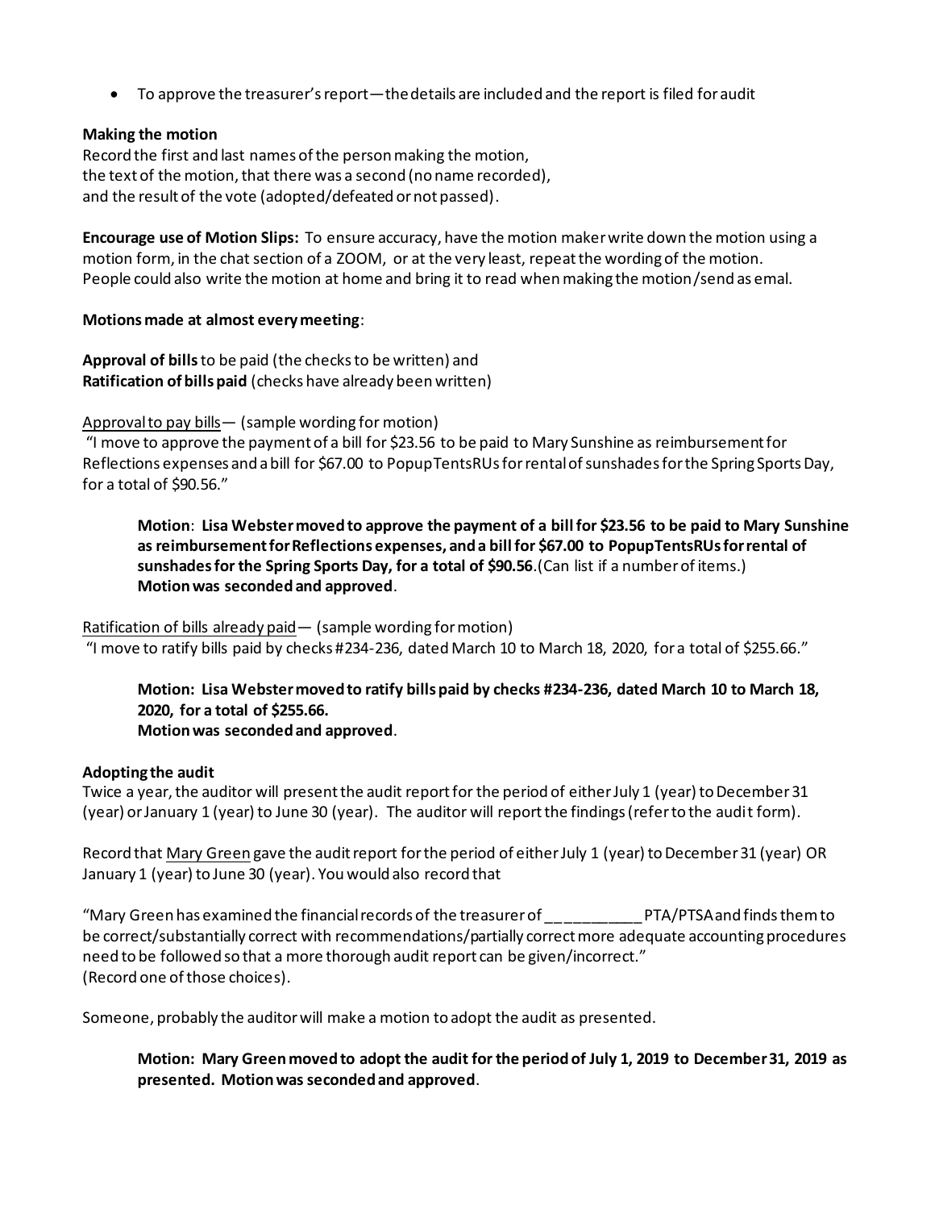- To approve the treasurer's report—the details are included and the report is filed for audit

**Making the motion**
Record the first and last names of the person making the motion,
the text of the motion, that there was a second (no name recorded),
and the result of the vote (adopted/defeated or not passed).

**Encourage use of Motion Slips:** To ensure accuracy, have the motion maker write down the motion using a motion form, in the chat section of a ZOOM, or at the very least, repeat the wording of the motion. People could also write the motion at home and bring it to read when making the motion/send as emal.

**Motions made at almost every meeting**:

**Approval of bills** to be paid (the checks to be written) and
**Ratification of bills paid** (checks have already been written)

<u>Approval to pay bills</u>— (sample wording for motion)
"I move to approve the payment of a bill for $23.56 to be paid to Mary Sunshine as reimbursement for Reflections expenses and a bill for $67.00 to PopupTentsRUs for rental of sunshades for the Spring Sports Day, for a total of $90.56."

> **Motion**: **Lisa Webster moved to approve the payment of a bill for $23.56 to be paid to Mary Sunshine as reimbursement for Reflections expenses, and a bill for $67.00 to PopupTentsRUs for rental of sunshades for the Spring Sports Day, for a total of $90.56**.(Can list if a number of items.)
> **Motion was seconded and approved**.

<u>Ratification of bills already paid</u>— (sample wording for motion)
"I move to ratify bills paid by checks #234-236, dated March 10 to March 18, 2020, for a total of $255.66."

> **Motion: Lisa Webster moved to ratify bills paid by checks #234-236, dated March 10 to March 18, 2020, for a total of $255.66.**
> **Motion was seconded and approved**.

**Adopting the audit**
Twice a year, the auditor will present the audit report for the period of either July 1 (year) to December 31 (year) or January 1 (year) to June 30 (year). The auditor will report the findings (refer to the audit form).

Record that <u>Mary Green</u> gave the audit report for the period of either July 1 (year) to December 31 (year) OR January 1 (year) to June 30 (year). You would also record that

"Mary Green has examined the financial records of the treasurer of ___________ PTA/PTSA and finds them to be correct/substantially correct with recommendations/partially correct more adequate accounting procedures need to be followed so that a more thorough audit report can be given/incorrect."
(Record one of those choices).

Someone, probably the auditor will make a motion to adopt the audit as presented.

> **Motion: Mary Green moved to adopt the audit for the period of July 1, 2019 to December 31, 2019 as presented. Motion was seconded and approved**.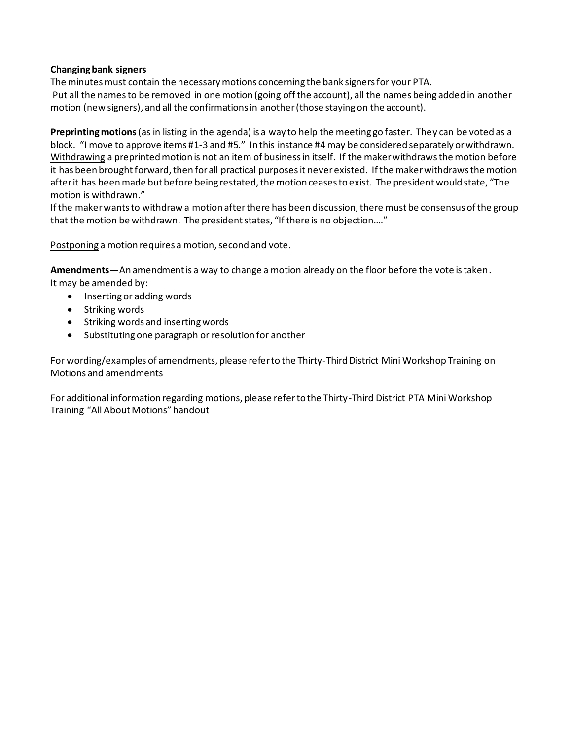**Changing bank signers**

The minutes must contain the necessary motions concerning the bank signers for your PTA.

Put all the names to be removed in one motion (going off the account), all the names being added in another motion (new signers), and all the confirmations in another (those staying on the account).

**Preprinting motions** (as in listing in the agenda) is a way to help the meeting go faster. They can be voted as a block. "I move to approve items #1-3 and #5." In this instance #4 may be considered separately or withdrawn. <u>Withdrawing</u> a preprinted motion is not an item of business in itself. If the maker withdraws the motion before it has been brought forward, then for all practical purposes it never existed. If the maker withdraws the motion after it has been made but before being restated, the motion ceases to exist. The president would state, "The motion is withdrawn."

If the maker wants to withdraw a motion after there has been discussion, there must be consensus of the group that the motion be withdrawn. The president states, "If there is no objection…."

<u>Postponing</u> a motion requires a motion, second and vote.

**Amendments—**An amendment is a way to change a motion already on the floor before the vote is taken. It may be amended by:

- Inserting or adding words
- Striking words
- Striking words and inserting words
- Substituting one paragraph or resolution for another

For wording/examples of amendments, please refer to the Thirty-Third District Mini Workshop Training on Motions and amendments

For additional information regarding motions, please refer to the Thirty-Third District PTA Mini Workshop Training "All About Motions" handout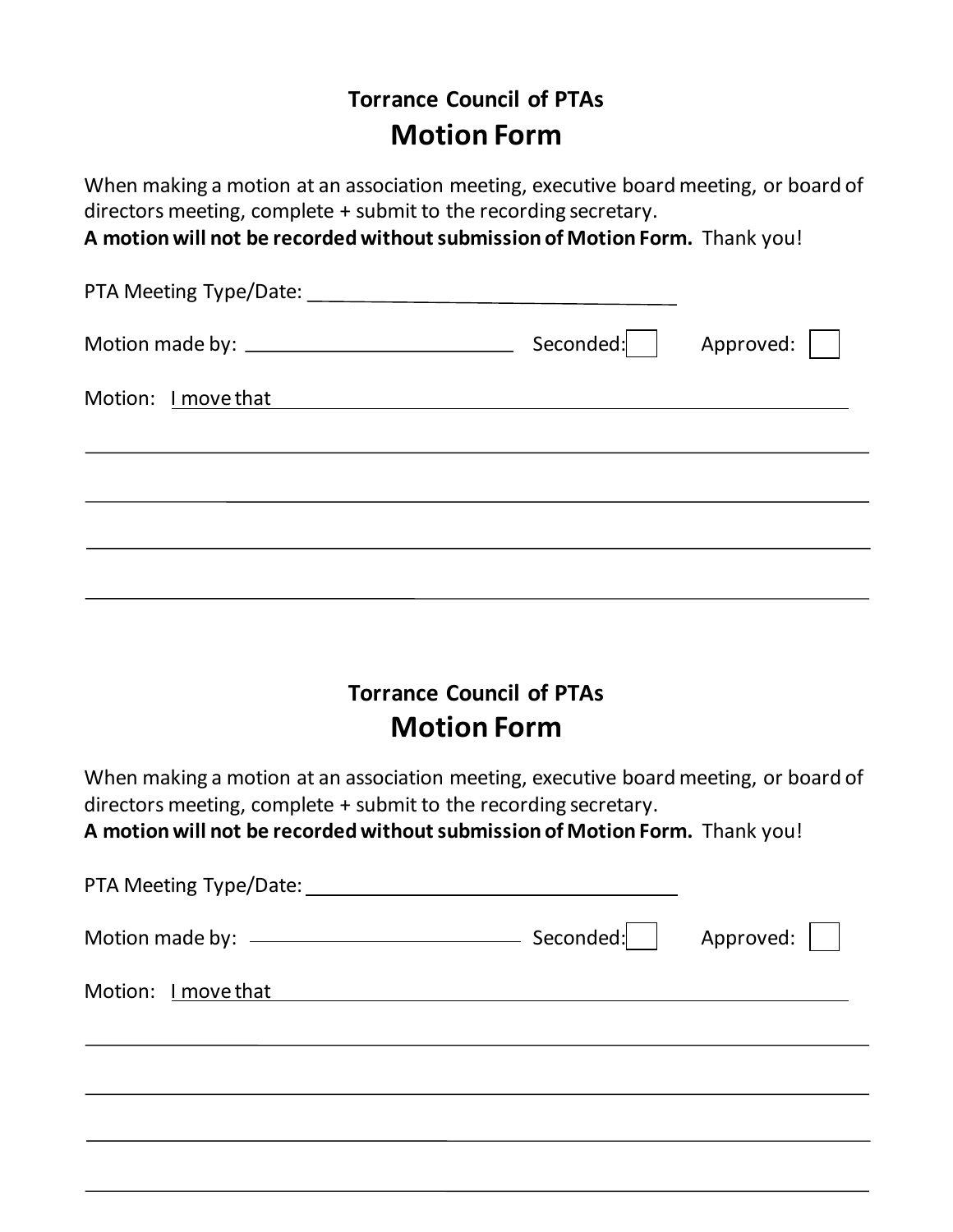**Torrance Council of PTAs**

# Motion Form

When making a motion at an association meeting, executive board meeting, or board of directors meeting, complete + submit to the recording secretary.
**A motion will not be recorded without submission of Motion Form.** Thank you!

PTA Meeting Type/Date: ____________________________________

Motion made by: __________________________ Seconded: ☐ Approved: ☐

Motion: I move that ________________________________________________________________

____________________________________________________________________________

____________________________________________________________________________

____________________________________________________________________________

____________________________________________________________________________

**Torrance Council of PTAs**

# Motion Form

When making a motion at an association meeting, executive board meeting, or board of directors meeting, complete + submit to the recording secretary.
**A motion will not be recorded without submission of Motion Form.** Thank you!

PTA Meeting Type/Date: ____________________________________

Motion made by: __________________________ Seconded: ☐ Approved: ☐

Motion: I move that ________________________________________________________________

____________________________________________________________________________

____________________________________________________________________________

____________________________________________________________________________

____________________________________________________________________________